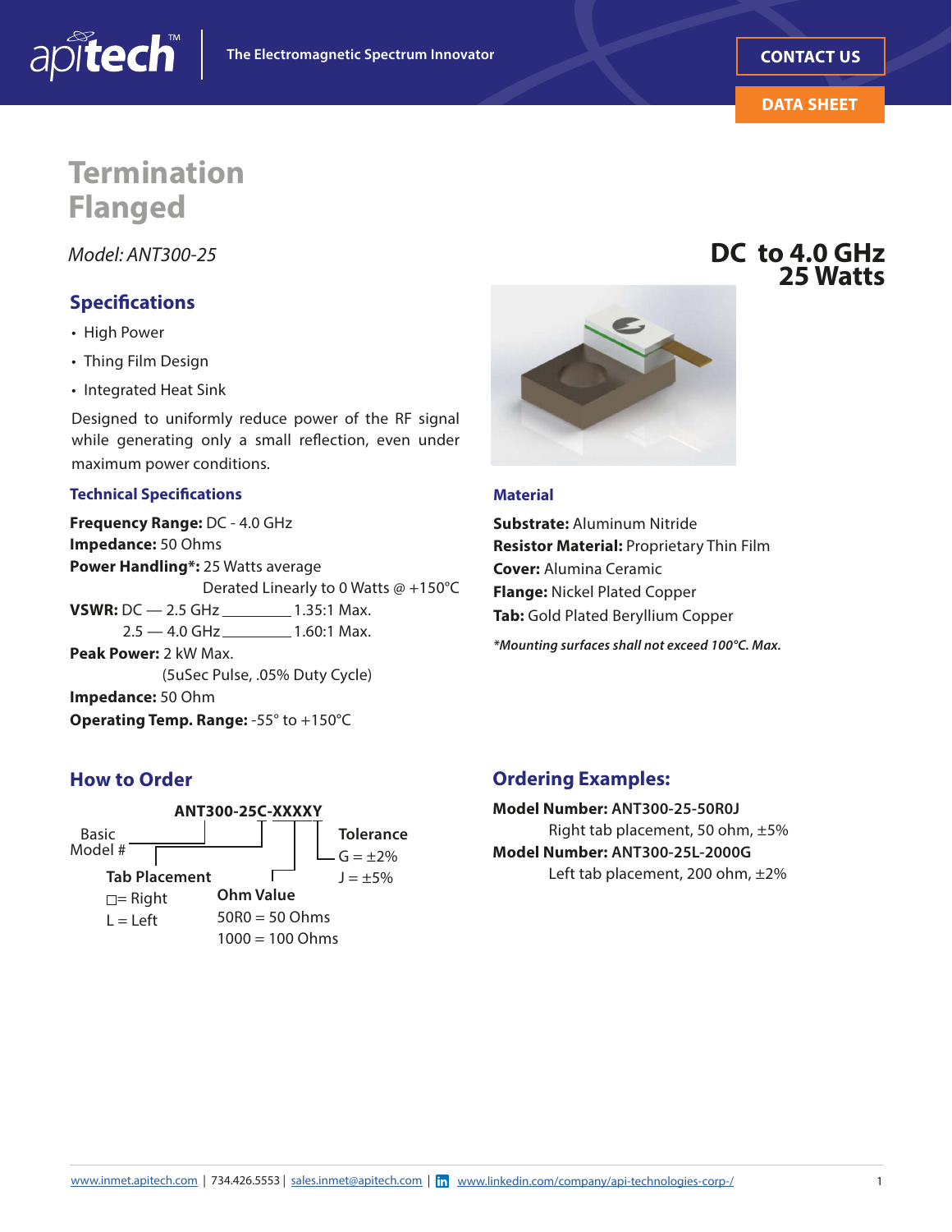# Termination Flanged

*Model: ANT300-25*

**DC to 4.0 GHz**
**25 Watts**

## Specifications

- High Power
- Thing Film Design
- Integrated Heat Sink

Designed to uniformly reduce power of the RF signal while generating only a small reflection, even under maximum power conditions.

### Technical Specifications

**Frequency Range:** DC - 4.0 GHz
**Impedance:** 50 Ohms
**Power Handling*:** 25 Watts average
Derated Linearly to 0 Watts @ +150°C
**VSWR:** DC — 2.5 GHz ________ 1.35:1 Max.
2.5 — 4.0 GHz ________ 1.60:1 Max.
**Peak Power:** 2 kW Max.
(5uSec Pulse, .05% Duty Cycle)
**Impedance:** 50 Ohm
**Operating Temp. Range:** -55° to +150°C

### Material

**Substrate:** Aluminum Nitride
**Resistor Material:** Proprietary Thin Film
**Cover:** Alumina Ceramic
**Flange:** Nickel Plated Copper
**Tab:** Gold Plated Beryllium Copper

***Mounting surfaces shall not exceed 100°C. Max.***

## How to Order

**ANT300-25C-XXXXY**

- Basic Model #
- **Tab Placement**
  - □= Right
  - L = Left
- **Ohm Value**
  - 50R0 = 50 Ohms
  - 1000 = 100 Ohms
- **Tolerance**
  - G = ±2%
  - J = ±5%

## Ordering Examples:

**Model Number: ANT300-25-50R0J**
Right tab placement, 50 ohm, ±5%
**Model Number: ANT300-25L-2000G**
Left tab placement, 200 ohm, ±2%

www.inmet.apitech.com | 734.426.5553 | sales.inmet@apitech.com | www.linkedin.com/company/api-technologies-corp-/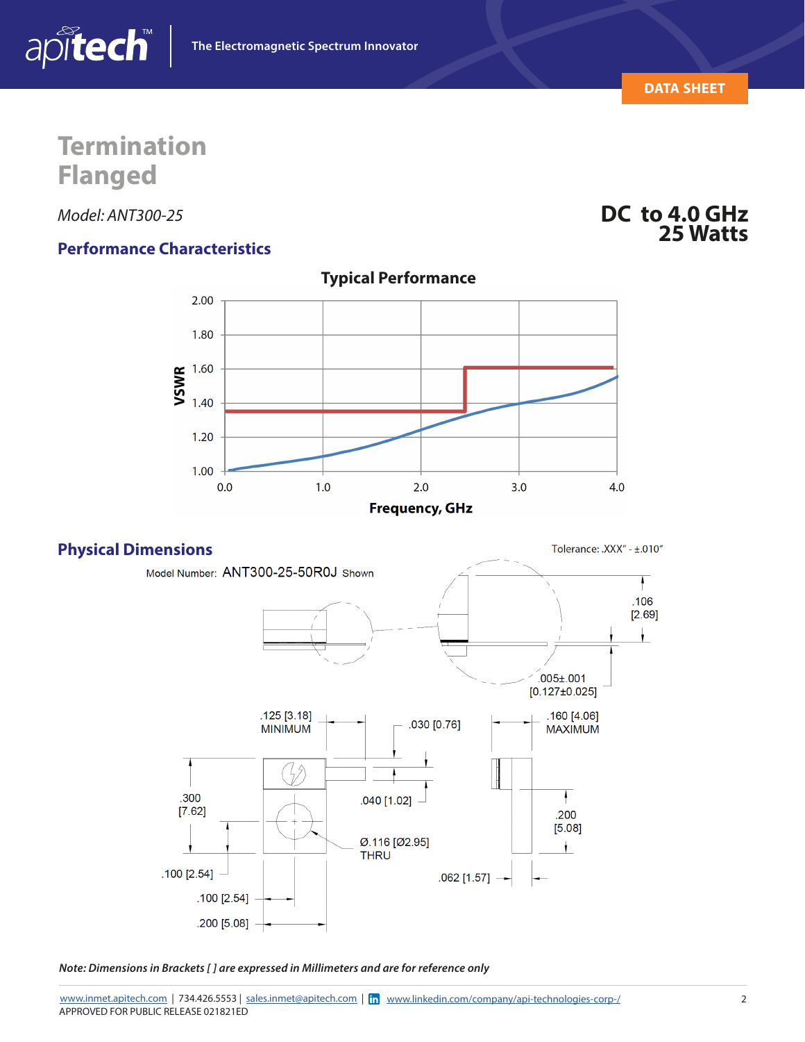# Termination Flanged

*Model: ANT300-25*

**DC to 4.0 GHz**
**25 Watts**

## Performance Characteristics

**Typical Performance**

VSWR

2.00
1.80
1.60
1.40
1.20
1.00

0.0
1.0
2.0
3.0
4.0

**Frequency, GHz**

## Physical Dimensions

Tolerance: .XXX" - ±.010"

Model Number: ANT300-25-50R0J Shown

.106 [2.69]

.005±.001 [0.127±0.025]

.125 [3.18] MINIMUM

.030 [0.76]

.160 [4.06] MAXIMUM

.300 [7.62]

.040 [1.02]

.200 [5.08]

Ø.116 [Ø2.95] THRU

.100 [2.54]

.062 [1.57]

.100 [2.54]

.200 [5.08]

*Note: Dimensions in Brackets [ ] are expressed in Millimeters and are for reference only*

www.inmet.apitech.com | 734.426.5553 | sales.inmet@apitech.com | www.linkedin.com/company/api-technologies-corp-/
APPROVED FOR PUBLIC RELEASE 021821ED